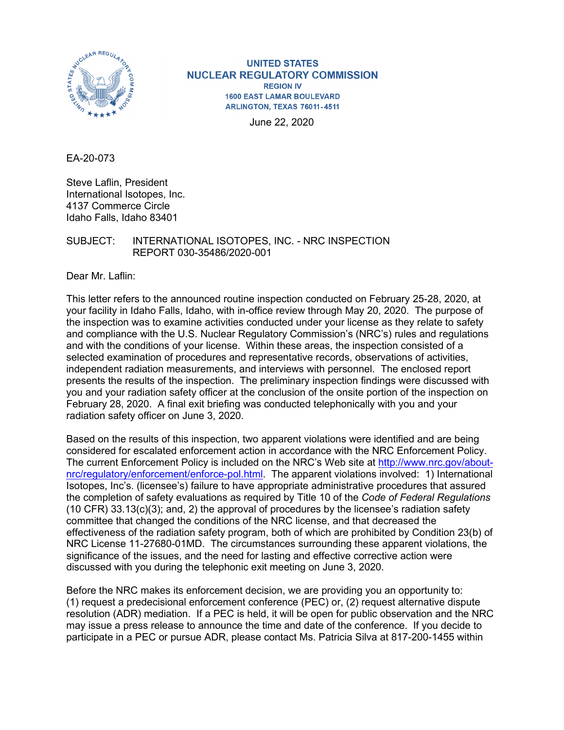**UNITED STATES**
**NUCLEAR REGULATORY COMMISSION**
REGION IV
1600 EAST LAMAR BOULEVARD
ARLINGTON, TEXAS 76011-4511

June 22, 2020

EA-20-073

Steve Laflin, President
International Isotopes, Inc.
4137 Commerce Circle
Idaho Falls, Idaho 83401

SUBJECT: INTERNATIONAL ISOTOPES, INC. - NRC INSPECTION REPORT 030-35486/2020-001

Dear Mr. Laflin:

This letter refers to the announced routine inspection conducted on February 25-28, 2020, at your facility in Idaho Falls, Idaho, with in-office review through May 20, 2020. The purpose of the inspection was to examine activities conducted under your license as they relate to safety and compliance with the U.S. Nuclear Regulatory Commission's (NRC's) rules and regulations and with the conditions of your license. Within these areas, the inspection consisted of a selected examination of procedures and representative records, observations of activities, independent radiation measurements, and interviews with personnel. The enclosed report presents the results of the inspection. The preliminary inspection findings were discussed with you and your radiation safety officer at the conclusion of the onsite portion of the inspection on February 28, 2020. A final exit briefing was conducted telephonically with you and your radiation safety officer on June 3, 2020.

Based on the results of this inspection, two apparent violations were identified and are being considered for escalated enforcement action in accordance with the NRC Enforcement Policy. The current Enforcement Policy is included on the NRC's Web site at http://www.nrc.gov/about-nrc/regulatory/enforcement/enforce-pol.html. The apparent violations involved: 1) International Isotopes, Inc's. (licensee's) failure to have appropriate administrative procedures that assured the completion of safety evaluations as required by Title 10 of the *Code of Federal Regulations* (10 CFR) 33.13(c)(3); and, 2) the approval of procedures by the licensee's radiation safety committee that changed the conditions of the NRC license, and that decreased the effectiveness of the radiation safety program, both of which are prohibited by Condition 23(b) of NRC License 11-27680-01MD. The circumstances surrounding these apparent violations, the significance of the issues, and the need for lasting and effective corrective action were discussed with you during the telephonic exit meeting on June 3, 2020.

Before the NRC makes its enforcement decision, we are providing you an opportunity to: (1) request a predecisional enforcement conference (PEC) or, (2) request alternative dispute resolution (ADR) mediation. If a PEC is held, it will be open for public observation and the NRC may issue a press release to announce the time and date of the conference. If you decide to participate in a PEC or pursue ADR, please contact Ms. Patricia Silva at 817-200-1455 within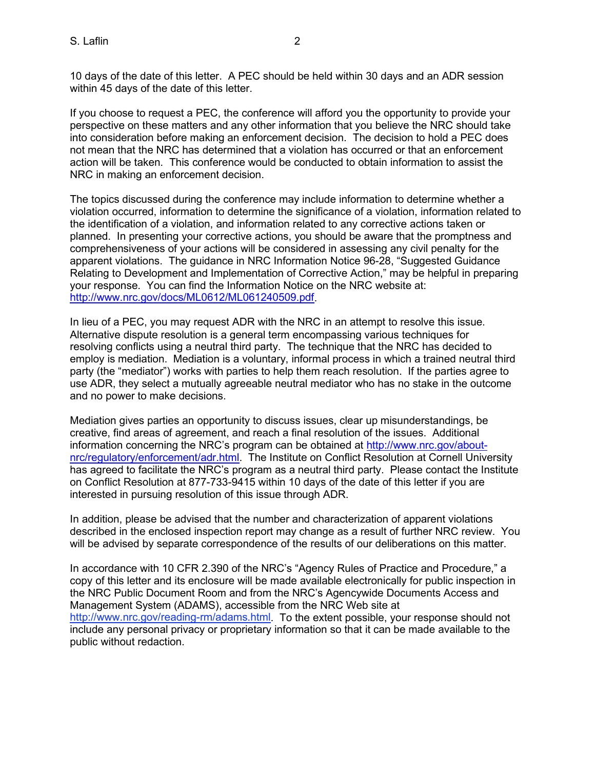10 days of the date of this letter. A PEC should be held within 30 days and an ADR session within 45 days of the date of this letter.

If you choose to request a PEC, the conference will afford you the opportunity to provide your perspective on these matters and any other information that you believe the NRC should take into consideration before making an enforcement decision. The decision to hold a PEC does not mean that the NRC has determined that a violation has occurred or that an enforcement action will be taken. This conference would be conducted to obtain information to assist the NRC in making an enforcement decision.

The topics discussed during the conference may include information to determine whether a violation occurred, information to determine the significance of a violation, information related to the identification of a violation, and information related to any corrective actions taken or planned. In presenting your corrective actions, you should be aware that the promptness and comprehensiveness of your actions will be considered in assessing any civil penalty for the apparent violations. The guidance in NRC Information Notice 96-28, "Suggested Guidance Relating to Development and Implementation of Corrective Action," may be helpful in preparing your response. You can find the Information Notice on the NRC website at: http://www.nrc.gov/docs/ML0612/ML061240509.pdf.

In lieu of a PEC, you may request ADR with the NRC in an attempt to resolve this issue. Alternative dispute resolution is a general term encompassing various techniques for resolving conflicts using a neutral third party. The technique that the NRC has decided to employ is mediation. Mediation is a voluntary, informal process in which a trained neutral third party (the "mediator") works with parties to help them reach resolution. If the parties agree to use ADR, they select a mutually agreeable neutral mediator who has no stake in the outcome and no power to make decisions.

Mediation gives parties an opportunity to discuss issues, clear up misunderstandings, be creative, find areas of agreement, and reach a final resolution of the issues. Additional information concerning the NRC's program can be obtained at http://www.nrc.gov/about-nrc/regulatory/enforcement/adr.html. The Institute on Conflict Resolution at Cornell University has agreed to facilitate the NRC's program as a neutral third party. Please contact the Institute on Conflict Resolution at 877-733-9415 within 10 days of the date of this letter if you are interested in pursuing resolution of this issue through ADR.

In addition, please be advised that the number and characterization of apparent violations described in the enclosed inspection report may change as a result of further NRC review. You will be advised by separate correspondence of the results of our deliberations on this matter.

In accordance with 10 CFR 2.390 of the NRC's "Agency Rules of Practice and Procedure," a copy of this letter and its enclosure will be made available electronically for public inspection in the NRC Public Document Room and from the NRC's Agencywide Documents Access and Management System (ADAMS), accessible from the NRC Web site at http://www.nrc.gov/reading-rm/adams.html. To the extent possible, your response should not include any personal privacy or proprietary information so that it can be made available to the public without redaction.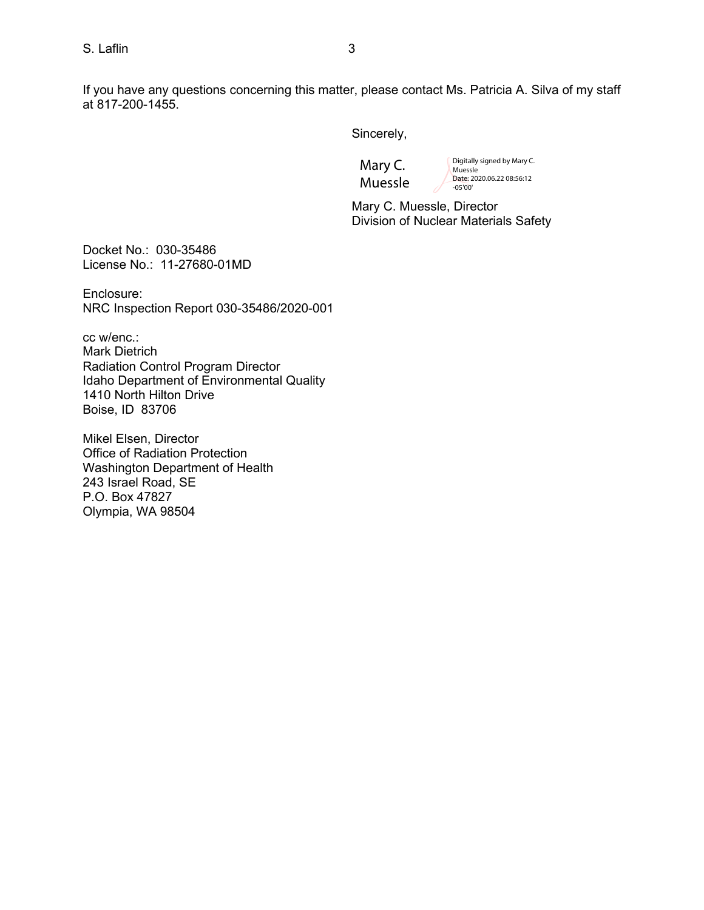If you have any questions concerning this matter, please contact Ms. Patricia A. Silva of my staff at 817-200-1455.

Sincerely,

Mary C. Muessle — Digitally signed by Mary C. Muessle Date: 2020.06.22 08:56:12 -05'00'

Mary C. Muessle, Director
Division of Nuclear Materials Safety

Docket No.: 030-35486
License No.: 11-27680-01MD

Enclosure:
NRC Inspection Report 030-35486/2020-001

cc w/enc.:
Mark Dietrich
Radiation Control Program Director
Idaho Department of Environmental Quality
1410 North Hilton Drive
Boise, ID 83706

Mikel Elsen, Director
Office of Radiation Protection
Washington Department of Health
243 Israel Road, SE
P.O. Box 47827
Olympia, WA 98504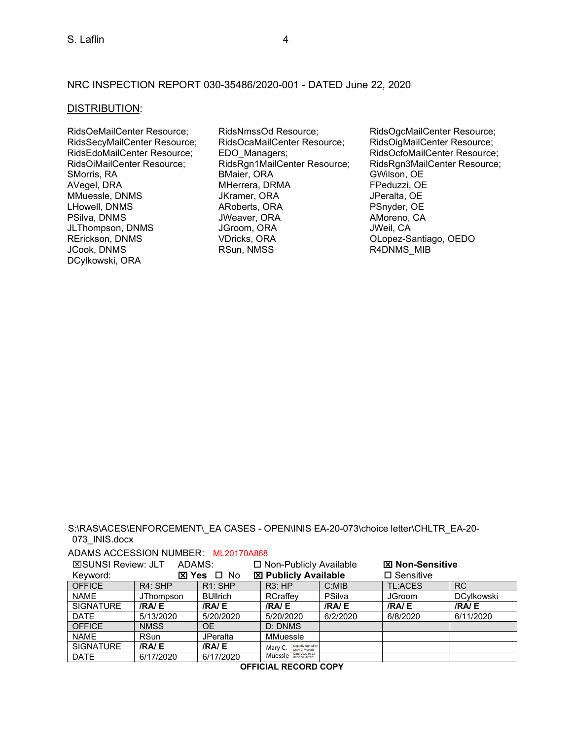NRC INSPECTION REPORT 030-35486/2020-001 - DATED June 22, 2020

DISTRIBUTION:

RidsOeMailCenter Resource;
RidsSecyMailCenter Resource;
RidsEdoMailCenter Resource;
RidsOiMailCenter Resource;
SMorris, RA
AVegel, DRA
MMuessle, DNMS
LHowell, DNMS
PSilva, DNMS
JLThompson, DNMS
RErickson, DNMS
JCook, DNMS
DCylkowski, ORA
RidsNmssOd Resource;
RidsOcaMailCenter Resource;
EDO_Managers;
RidsRgn1MailCenter Resource;
BMaier, ORA
MHerrera, DRMA
JKramer, ORA
ARoberts, ORA
JWeaver, ORA
JGroom, ORA
VDricks, ORA
RSun, NMSS
RidsOgcMailCenter Resource;
RidsOigMailCenter Resource;
RidsOcfoMailCenter Resource;
RidsRgn3MailCenter Resource;
GWilson, OE
FPeduzzi, OE
JPeralta, OE
PSnyder, OE
AMoreno, CA
JWeil, CA
OLopez-Santiago, OEDO
R4DNMS_MIB

S:\RAS\ACES\ENFORCEMENT\_EA CASES - OPEN\INIS EA-20-073\choice letter\CHLTR_EA-20-073_INIS.docx

ADAMS ACCESSION NUMBER: ML20170A868

☒SUNSI Review: JLT ADAMS: ☐ Non-Publicly Available ☒ **Non-Sensitive**
Keyword: ☒ **Yes** ☐ No ☒ **Publicly Available** ☐ Sensitive

| OFFICE | R4: SHP | R1: SHP | R3: HP | C:MIB | TL:ACES | RC |
|---|---|---|---|---|---|---|
| NAME | JThompson | BUllrich | RCraffey | PSilva | JGroom | DCylkowski |
| SIGNATURE | **/RA/ E** | **/RA/ E** | **/RA/ E** | **/RA/ E** | **/RA/ E** | **/RA/ E** |
| DATE | 5/13/2020 | 5/20/2020 | 5/20/2020 | 6/2/2020 | 6/8/2020 | 6/11/2020 |
| OFFICE | NMSS | OE | D: DNMS | | | |
| NAME | RSun | JPeralta | MMuessle | | | |
| SIGNATURE | **/RA/ E** | **/RA/ E** | Mary C. Muessle (Digitally signed by Mary C. Muessle Date: 2020.06.22 08:56:54 -05'00') | | | |
| DATE | 6/17/2020 | 6/17/2020 | | | | |

**OFFICIAL RECORD COPY**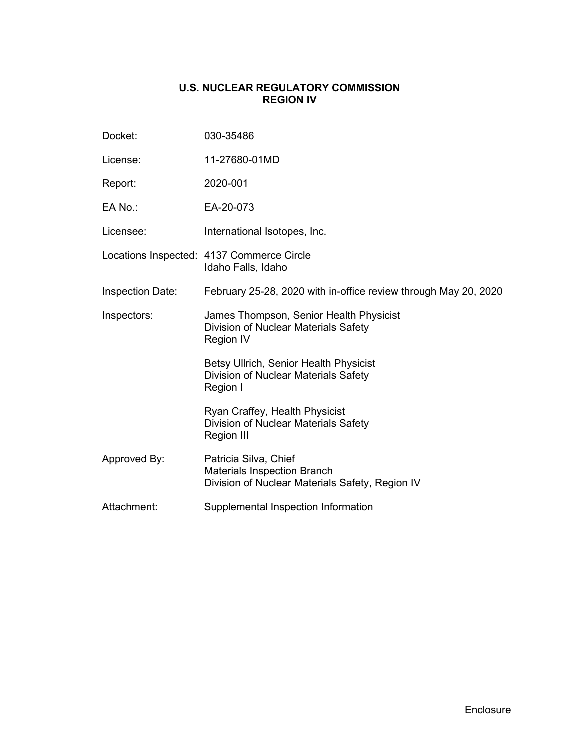**U.S. NUCLEAR REGULATORY COMMISSION**
**REGION IV**

| | |
|---|---|
| Docket: | 030-35486 |
| License: | 11-27680-01MD |
| Report: | 2020-001 |
| EA No.: | EA-20-073 |
| Licensee: | International Isotopes, Inc. |
| Locations Inspected: | 4137 Commerce Circle<br>Idaho Falls, Idaho |
| Inspection Date: | February 25-28, 2020 with in-office review through May 20, 2020 |
| Inspectors: | James Thompson, Senior Health Physicist<br>Division of Nuclear Materials Safety<br>Region IV<br><br>Betsy Ullrich, Senior Health Physicist<br>Division of Nuclear Materials Safety<br>Region I<br><br>Ryan Craffey, Health Physicist<br>Division of Nuclear Materials Safety<br>Region III |
| Approved By: | Patricia Silva, Chief<br>Materials Inspection Branch<br>Division of Nuclear Materials Safety, Region IV |
| Attachment: | Supplemental Inspection Information |

Enclosure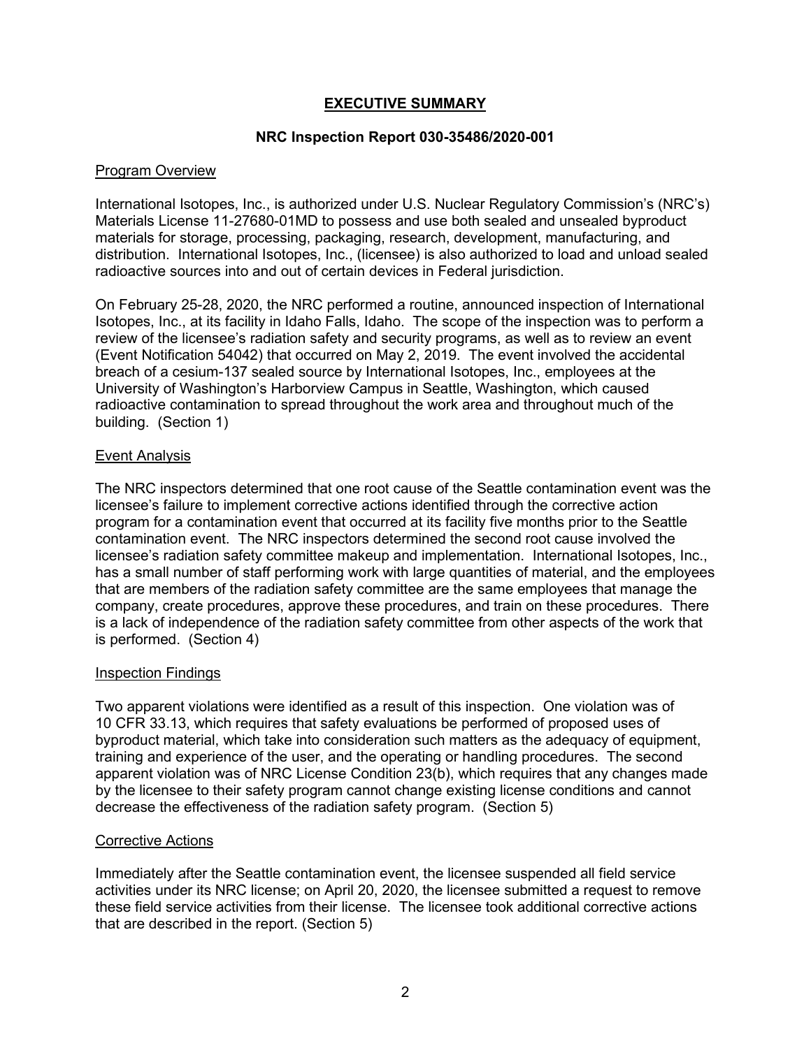# EXECUTIVE SUMMARY

## NRC Inspection Report 030-35486/2020-001

### Program Overview

International Isotopes, Inc., is authorized under U.S. Nuclear Regulatory Commission's (NRC's) Materials License 11-27680-01MD to possess and use both sealed and unsealed byproduct materials for storage, processing, packaging, research, development, manufacturing, and distribution. International Isotopes, Inc., (licensee) is also authorized to load and unload sealed radioactive sources into and out of certain devices in Federal jurisdiction.

On February 25-28, 2020, the NRC performed a routine, announced inspection of International Isotopes, Inc., at its facility in Idaho Falls, Idaho. The scope of the inspection was to perform a review of the licensee's radiation safety and security programs, as well as to review an event (Event Notification 54042) that occurred on May 2, 2019. The event involved the accidental breach of a cesium-137 sealed source by International Isotopes, Inc., employees at the University of Washington's Harborview Campus in Seattle, Washington, which caused radioactive contamination to spread throughout the work area and throughout much of the building. (Section 1)

### Event Analysis

The NRC inspectors determined that one root cause of the Seattle contamination event was the licensee's failure to implement corrective actions identified through the corrective action program for a contamination event that occurred at its facility five months prior to the Seattle contamination event. The NRC inspectors determined the second root cause involved the licensee's radiation safety committee makeup and implementation. International Isotopes, Inc., has a small number of staff performing work with large quantities of material, and the employees that are members of the radiation safety committee are the same employees that manage the company, create procedures, approve these procedures, and train on these procedures. There is a lack of independence of the radiation safety committee from other aspects of the work that is performed. (Section 4)

### Inspection Findings

Two apparent violations were identified as a result of this inspection. One violation was of 10 CFR 33.13, which requires that safety evaluations be performed of proposed uses of byproduct material, which take into consideration such matters as the adequacy of equipment, training and experience of the user, and the operating or handling procedures. The second apparent violation was of NRC License Condition 23(b), which requires that any changes made by the licensee to their safety program cannot change existing license conditions and cannot decrease the effectiveness of the radiation safety program. (Section 5)

### Corrective Actions

Immediately after the Seattle contamination event, the licensee suspended all field service activities under its NRC license; on April 20, 2020, the licensee submitted a request to remove these field service activities from their license. The licensee took additional corrective actions that are described in the report. (Section 5)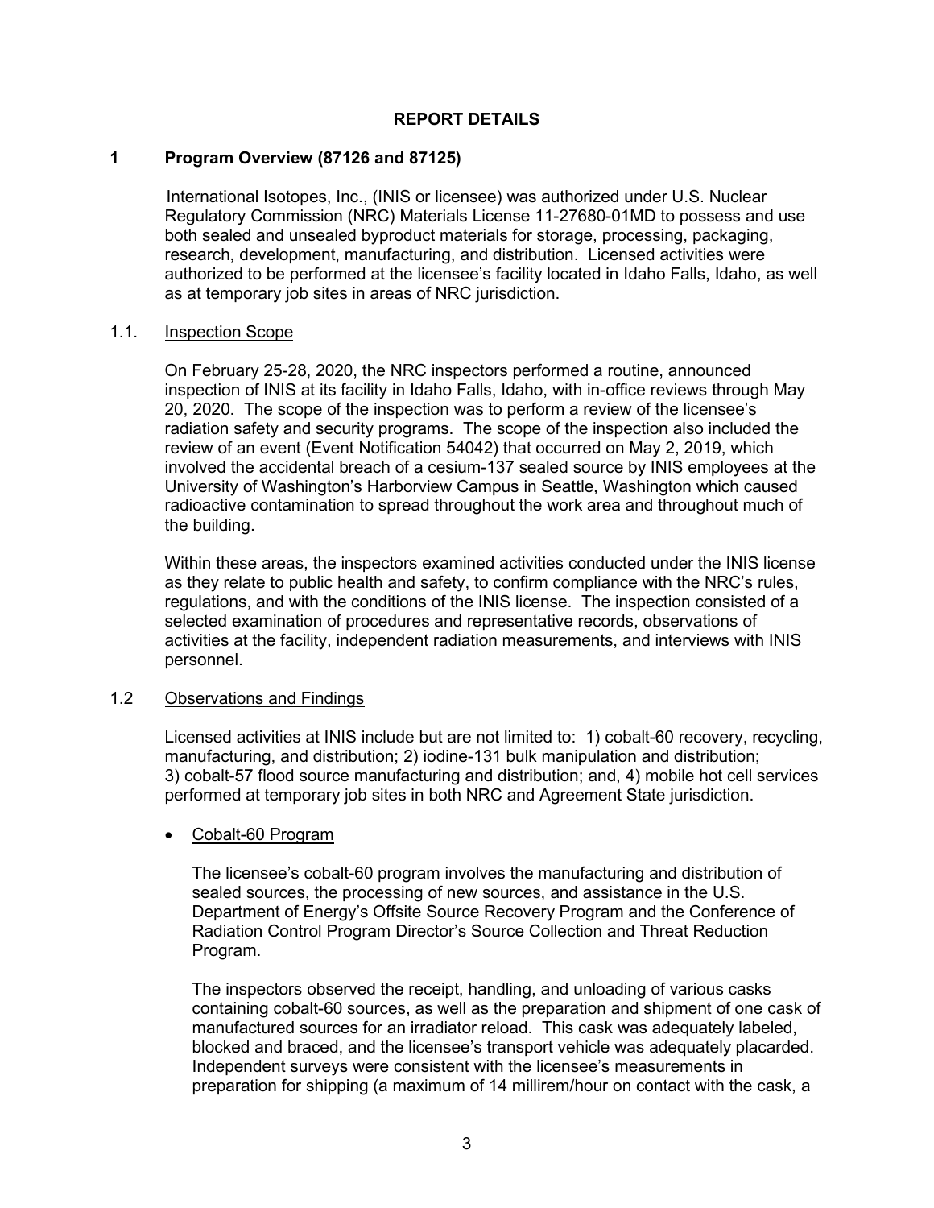## REPORT DETAILS

## 1 Program Overview (87126 and 87125)

International Isotopes, Inc., (INIS or licensee) was authorized under U.S. Nuclear Regulatory Commission (NRC) Materials License 11-27680-01MD to possess and use both sealed and unsealed byproduct materials for storage, processing, packaging, research, development, manufacturing, and distribution. Licensed activities were authorized to be performed at the licensee's facility located in Idaho Falls, Idaho, as well as at temporary job sites in areas of NRC jurisdiction.

### 1.1. Inspection Scope

On February 25-28, 2020, the NRC inspectors performed a routine, announced inspection of INIS at its facility in Idaho Falls, Idaho, with in-office reviews through May 20, 2020. The scope of the inspection was to perform a review of the licensee's radiation safety and security programs. The scope of the inspection also included the review of an event (Event Notification 54042) that occurred on May 2, 2019, which involved the accidental breach of a cesium-137 sealed source by INIS employees at the University of Washington's Harborview Campus in Seattle, Washington which caused radioactive contamination to spread throughout the work area and throughout much of the building.

Within these areas, the inspectors examined activities conducted under the INIS license as they relate to public health and safety, to confirm compliance with the NRC's rules, regulations, and with the conditions of the INIS license. The inspection consisted of a selected examination of procedures and representative records, observations of activities at the facility, independent radiation measurements, and interviews with INIS personnel.

### 1.2 Observations and Findings

Licensed activities at INIS include but are not limited to: 1) cobalt-60 recovery, recycling, manufacturing, and distribution; 2) iodine-131 bulk manipulation and distribution; 3) cobalt-57 flood source manufacturing and distribution; and, 4) mobile hot cell services performed at temporary job sites in both NRC and Agreement State jurisdiction.

- Cobalt-60 Program

  The licensee's cobalt-60 program involves the manufacturing and distribution of sealed sources, the processing of new sources, and assistance in the U.S. Department of Energy's Offsite Source Recovery Program and the Conference of Radiation Control Program Director's Source Collection and Threat Reduction Program.

  The inspectors observed the receipt, handling, and unloading of various casks containing cobalt-60 sources, as well as the preparation and shipment of one cask of manufactured sources for an irradiator reload. This cask was adequately labeled, blocked and braced, and the licensee's transport vehicle was adequately placarded. Independent surveys were consistent with the licensee's measurements in preparation for shipping (a maximum of 14 millirem/hour on contact with the cask, a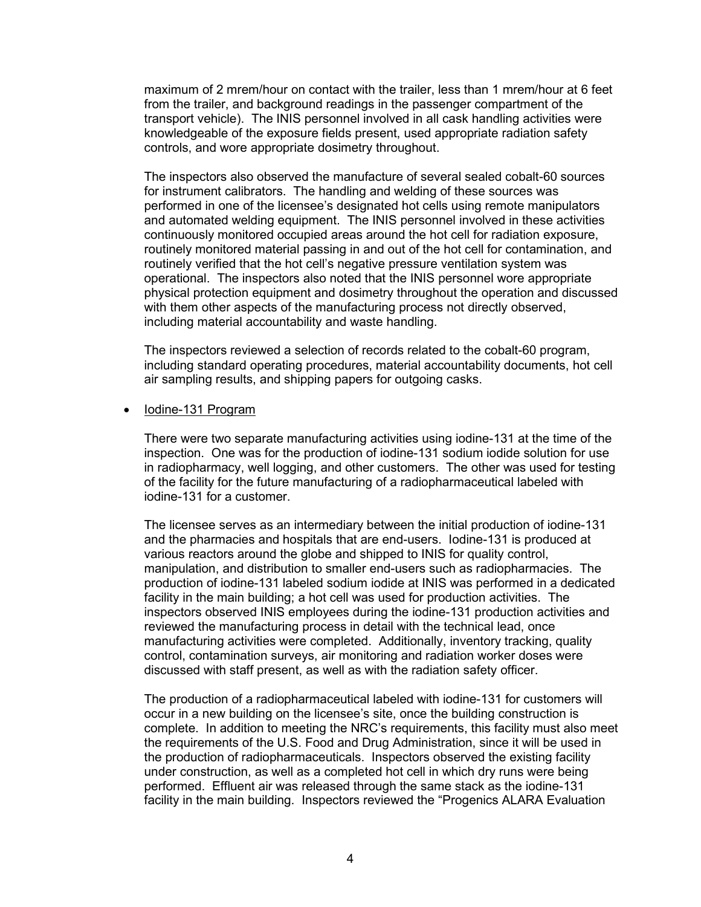maximum of 2 mrem/hour on contact with the trailer, less than 1 mrem/hour at 6 feet from the trailer, and background readings in the passenger compartment of the transport vehicle). The INIS personnel involved in all cask handling activities were knowledgeable of the exposure fields present, used appropriate radiation safety controls, and wore appropriate dosimetry throughout.

The inspectors also observed the manufacture of several sealed cobalt-60 sources for instrument calibrators. The handling and welding of these sources was performed in one of the licensee's designated hot cells using remote manipulators and automated welding equipment. The INIS personnel involved in these activities continuously monitored occupied areas around the hot cell for radiation exposure, routinely monitored material passing in and out of the hot cell for contamination, and routinely verified that the hot cell's negative pressure ventilation system was operational. The inspectors also noted that the INIS personnel wore appropriate physical protection equipment and dosimetry throughout the operation and discussed with them other aspects of the manufacturing process not directly observed, including material accountability and waste handling.

The inspectors reviewed a selection of records related to the cobalt-60 program, including standard operating procedures, material accountability documents, hot cell air sampling results, and shipping papers for outgoing casks.

- Iodine-131 Program

There were two separate manufacturing activities using iodine-131 at the time of the inspection. One was for the production of iodine-131 sodium iodide solution for use in radiopharmacy, well logging, and other customers. The other was used for testing of the facility for the future manufacturing of a radiopharmaceutical labeled with iodine-131 for a customer.

The licensee serves as an intermediary between the initial production of iodine-131 and the pharmacies and hospitals that are end-users. Iodine-131 is produced at various reactors around the globe and shipped to INIS for quality control, manipulation, and distribution to smaller end-users such as radiopharmacies. The production of iodine-131 labeled sodium iodide at INIS was performed in a dedicated facility in the main building; a hot cell was used for production activities. The inspectors observed INIS employees during the iodine-131 production activities and reviewed the manufacturing process in detail with the technical lead, once manufacturing activities were completed. Additionally, inventory tracking, quality control, contamination surveys, air monitoring and radiation worker doses were discussed with staff present, as well as with the radiation safety officer.

The production of a radiopharmaceutical labeled with iodine-131 for customers will occur in a new building on the licensee's site, once the building construction is complete. In addition to meeting the NRC's requirements, this facility must also meet the requirements of the U.S. Food and Drug Administration, since it will be used in the production of radiopharmaceuticals. Inspectors observed the existing facility under construction, as well as a completed hot cell in which dry runs were being performed. Effluent air was released through the same stack as the iodine-131 facility in the main building. Inspectors reviewed the "Progenics ALARA Evaluation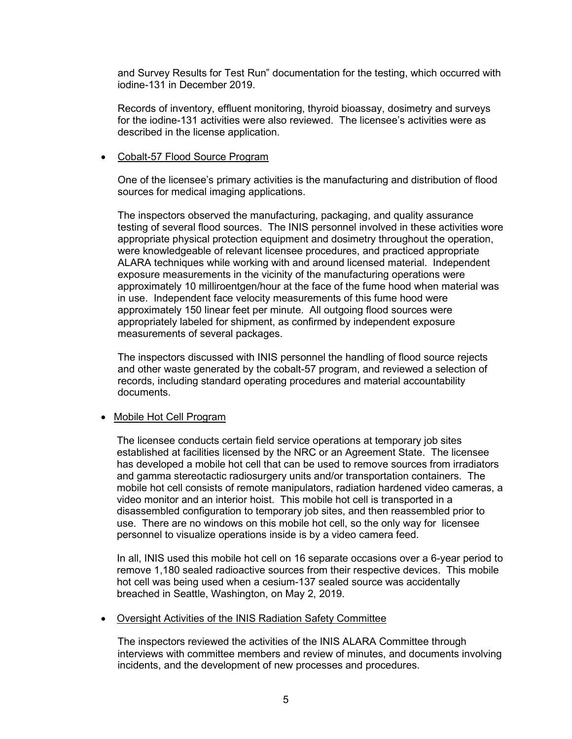and Survey Results for Test Run" documentation for the testing, which occurred with iodine-131 in December 2019.

Records of inventory, effluent monitoring, thyroid bioassay, dosimetry and surveys for the iodine-131 activities were also reviewed. The licensee's activities were as described in the license application.

- Cobalt-57 Flood Source Program

  One of the licensee's primary activities is the manufacturing and distribution of flood sources for medical imaging applications.

  The inspectors observed the manufacturing, packaging, and quality assurance testing of several flood sources. The INIS personnel involved in these activities wore appropriate physical protection equipment and dosimetry throughout the operation, were knowledgeable of relevant licensee procedures, and practiced appropriate ALARA techniques while working with and around licensed material. Independent exposure measurements in the vicinity of the manufacturing operations were approximately 10 milliroentgen/hour at the face of the fume hood when material was in use. Independent face velocity measurements of this fume hood were approximately 150 linear feet per minute. All outgoing flood sources were appropriately labeled for shipment, as confirmed by independent exposure measurements of several packages.

  The inspectors discussed with INIS personnel the handling of flood source rejects and other waste generated by the cobalt-57 program, and reviewed a selection of records, including standard operating procedures and material accountability documents.

- Mobile Hot Cell Program

  The licensee conducts certain field service operations at temporary job sites established at facilities licensed by the NRC or an Agreement State. The licensee has developed a mobile hot cell that can be used to remove sources from irradiators and gamma stereotactic radiosurgery units and/or transportation containers. The mobile hot cell consists of remote manipulators, radiation hardened video cameras, a video monitor and an interior hoist. This mobile hot cell is transported in a disassembled configuration to temporary job sites, and then reassembled prior to use. There are no windows on this mobile hot cell, so the only way for licensee personnel to visualize operations inside is by a video camera feed.

  In all, INIS used this mobile hot cell on 16 separate occasions over a 6-year period to remove 1,180 sealed radioactive sources from their respective devices. This mobile hot cell was being used when a cesium-137 sealed source was accidentally breached in Seattle, Washington, on May 2, 2019.

- Oversight Activities of the INIS Radiation Safety Committee

  The inspectors reviewed the activities of the INIS ALARA Committee through interviews with committee members and review of minutes, and documents involving incidents, and the development of new processes and procedures.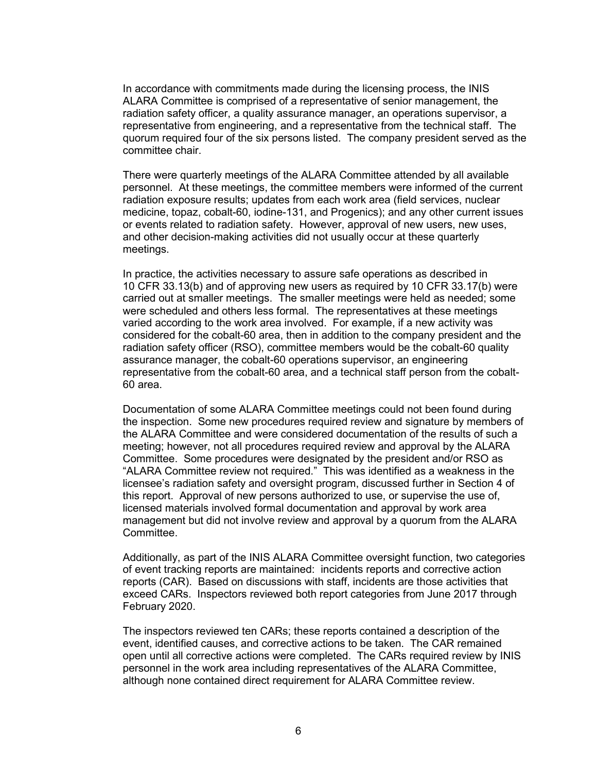In accordance with commitments made during the licensing process, the INIS ALARA Committee is comprised of a representative of senior management, the radiation safety officer, a quality assurance manager, an operations supervisor, a representative from engineering, and a representative from the technical staff. The quorum required four of the six persons listed. The company president served as the committee chair.

There were quarterly meetings of the ALARA Committee attended by all available personnel. At these meetings, the committee members were informed of the current radiation exposure results; updates from each work area (field services, nuclear medicine, topaz, cobalt-60, iodine-131, and Progenics); and any other current issues or events related to radiation safety. However, approval of new users, new uses, and other decision-making activities did not usually occur at these quarterly meetings.

In practice, the activities necessary to assure safe operations as described in 10 CFR 33.13(b) and of approving new users as required by 10 CFR 33.17(b) were carried out at smaller meetings. The smaller meetings were held as needed; some were scheduled and others less formal. The representatives at these meetings varied according to the work area involved. For example, if a new activity was considered for the cobalt-60 area, then in addition to the company president and the radiation safety officer (RSO), committee members would be the cobalt-60 quality assurance manager, the cobalt-60 operations supervisor, an engineering representative from the cobalt-60 area, and a technical staff person from the cobalt-60 area.

Documentation of some ALARA Committee meetings could not been found during the inspection. Some new procedures required review and signature by members of the ALARA Committee and were considered documentation of the results of such a meeting; however, not all procedures required review and approval by the ALARA Committee. Some procedures were designated by the president and/or RSO as "ALARA Committee review not required." This was identified as a weakness in the licensee's radiation safety and oversight program, discussed further in Section 4 of this report. Approval of new persons authorized to use, or supervise the use of, licensed materials involved formal documentation and approval by work area management but did not involve review and approval by a quorum from the ALARA Committee.

Additionally, as part of the INIS ALARA Committee oversight function, two categories of event tracking reports are maintained: incidents reports and corrective action reports (CAR). Based on discussions with staff, incidents are those activities that exceed CARs. Inspectors reviewed both report categories from June 2017 through February 2020.

The inspectors reviewed ten CARs; these reports contained a description of the event, identified causes, and corrective actions to be taken. The CAR remained open until all corrective actions were completed. The CARs required review by INIS personnel in the work area including representatives of the ALARA Committee, although none contained direct requirement for ALARA Committee review.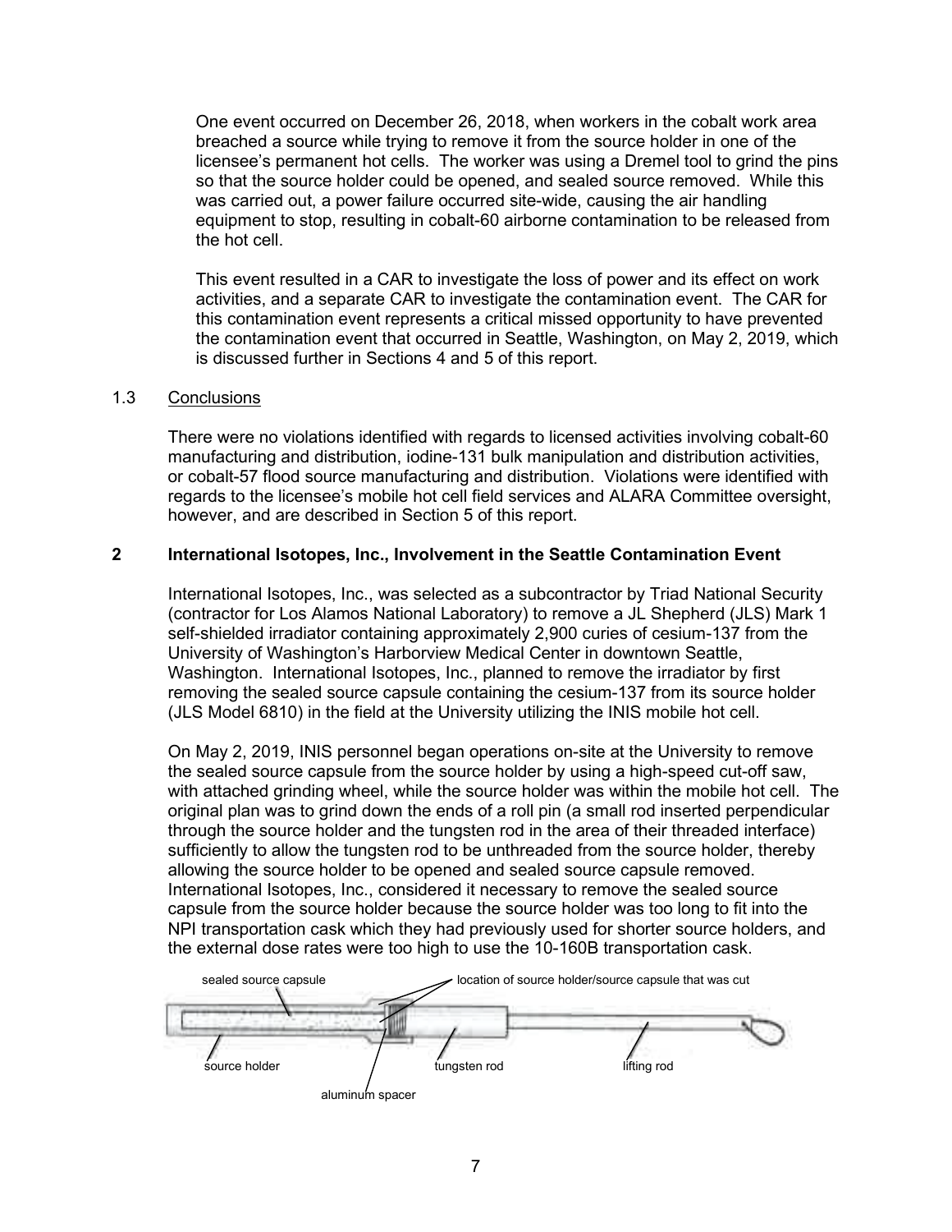One event occurred on December 26, 2018, when workers in the cobalt work area breached a source while trying to remove it from the source holder in one of the licensee's permanent hot cells. The worker was using a Dremel tool to grind the pins so that the source holder could be opened, and sealed source removed. While this was carried out, a power failure occurred site-wide, causing the air handling equipment to stop, resulting in cobalt-60 airborne contamination to be released from the hot cell.

This event resulted in a CAR to investigate the loss of power and its effect on work activities, and a separate CAR to investigate the contamination event. The CAR for this contamination event represents a critical missed opportunity to have prevented the contamination event that occurred in Seattle, Washington, on May 2, 2019, which is discussed further in Sections 4 and 5 of this report.

### 1.3 Conclusions

There were no violations identified with regards to licensed activities involving cobalt-60 manufacturing and distribution, iodine-131 bulk manipulation and distribution activities, or cobalt-57 flood source manufacturing and distribution. Violations were identified with regards to the licensee's mobile hot cell field services and ALARA Committee oversight, however, and are described in Section 5 of this report.

## 2 International Isotopes, Inc., Involvement in the Seattle Contamination Event

International Isotopes, Inc., was selected as a subcontractor by Triad National Security (contractor for Los Alamos National Laboratory) to remove a JL Shepherd (JLS) Mark 1 self-shielded irradiator containing approximately 2,900 curies of cesium-137 from the University of Washington's Harborview Medical Center in downtown Seattle, Washington. International Isotopes, Inc., planned to remove the irradiator by first removing the sealed source capsule containing the cesium-137 from its source holder (JLS Model 6810) in the field at the University utilizing the INIS mobile hot cell.

On May 2, 2019, INIS personnel began operations on-site at the University to remove the sealed source capsule from the source holder by using a high-speed cut-off saw, with attached grinding wheel, while the source holder was within the mobile hot cell. The original plan was to grind down the ends of a roll pin (a small rod inserted perpendicular through the source holder and the tungsten rod in the area of their threaded interface) sufficiently to allow the tungsten rod to be unthreaded from the source holder, thereby allowing the source holder to be opened and sealed source capsule removed. International Isotopes, Inc., considered it necessary to remove the sealed source capsule from the source holder because the source holder was too long to fit into the NPI transportation cask which they had previously used for shorter source holders, and the external dose rates were too high to use the 10-160B transportation cask.

sealed source capsule — location of source holder/source capsule that was cut — source holder — tungsten rod — lifting rod — aluminum spacer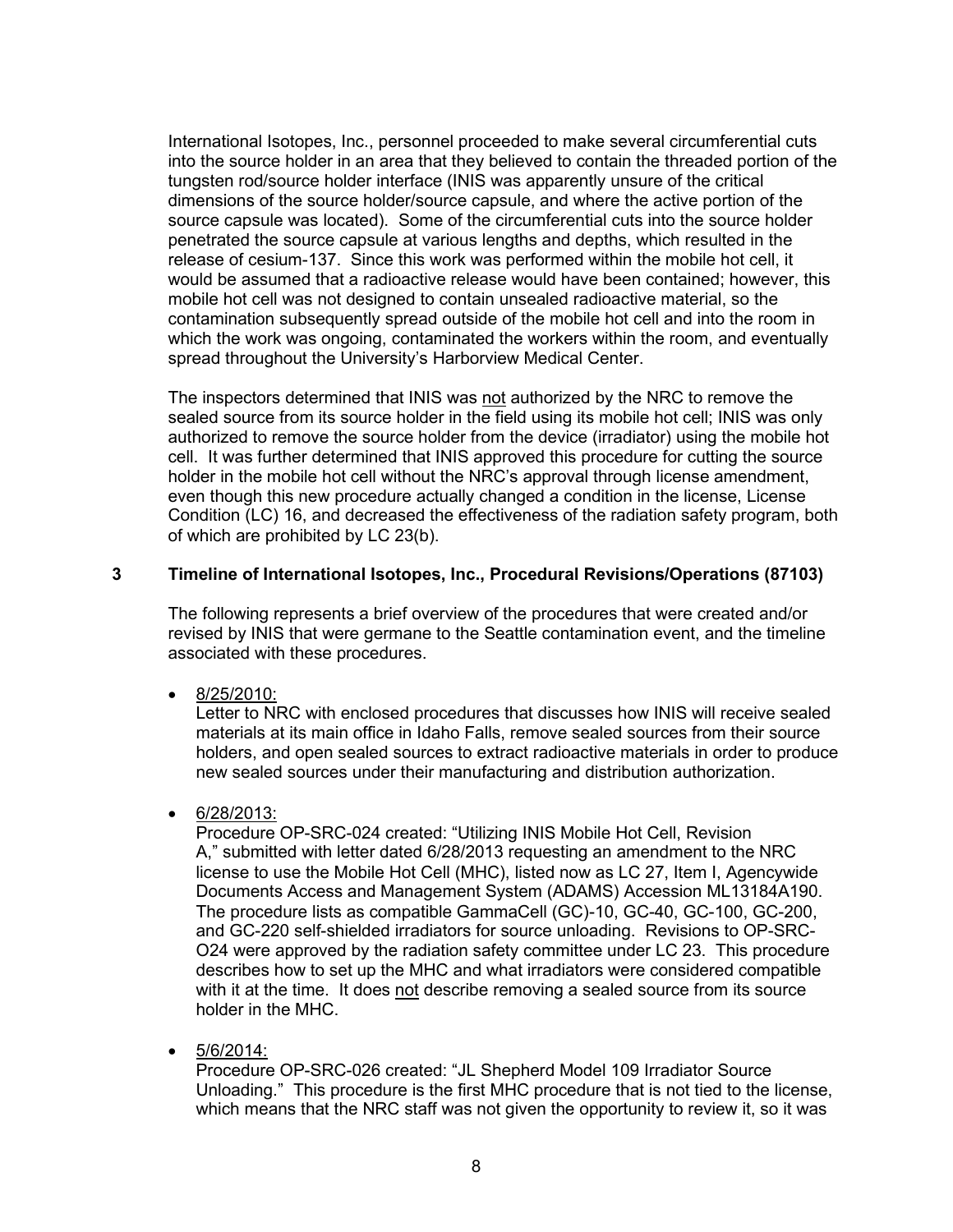International Isotopes, Inc., personnel proceeded to make several circumferential cuts into the source holder in an area that they believed to contain the threaded portion of the tungsten rod/source holder interface (INIS was apparently unsure of the critical dimensions of the source holder/source capsule, and where the active portion of the source capsule was located). Some of the circumferential cuts into the source holder penetrated the source capsule at various lengths and depths, which resulted in the release of cesium-137. Since this work was performed within the mobile hot cell, it would be assumed that a radioactive release would have been contained; however, this mobile hot cell was not designed to contain unsealed radioactive material, so the contamination subsequently spread outside of the mobile hot cell and into the room in which the work was ongoing, contaminated the workers within the room, and eventually spread throughout the University's Harborview Medical Center.

The inspectors determined that INIS was not authorized by the NRC to remove the sealed source from its source holder in the field using its mobile hot cell; INIS was only authorized to remove the source holder from the device (irradiator) using the mobile hot cell. It was further determined that INIS approved this procedure for cutting the source holder in the mobile hot cell without the NRC's approval through license amendment, even though this new procedure actually changed a condition in the license, License Condition (LC) 16, and decreased the effectiveness of the radiation safety program, both of which are prohibited by LC 23(b).

## 3 Timeline of International Isotopes, Inc., Procedural Revisions/Operations (87103)

The following represents a brief overview of the procedures that were created and/or revised by INIS that were germane to the Seattle contamination event, and the timeline associated with these procedures.

- 8/25/2010:
  Letter to NRC with enclosed procedures that discusses how INIS will receive sealed materials at its main office in Idaho Falls, remove sealed sources from their source holders, and open sealed sources to extract radioactive materials in order to produce new sealed sources under their manufacturing and distribution authorization.

- 6/28/2013:
  Procedure OP-SRC-024 created: "Utilizing INIS Mobile Hot Cell, Revision A," submitted with letter dated 6/28/2013 requesting an amendment to the NRC license to use the Mobile Hot Cell (MHC), listed now as LC 27, Item I, Agencywide Documents Access and Management System (ADAMS) Accession ML13184A190. The procedure lists as compatible GammaCell (GC)-10, GC-40, GC-100, GC-200, and GC-220 self-shielded irradiators for source unloading. Revisions to OP-SRC-O24 were approved by the radiation safety committee under LC 23. This procedure describes how to set up the MHC and what irradiators were considered compatible with it at the time. It does not describe removing a sealed source from its source holder in the MHC.

- 5/6/2014:
  Procedure OP-SRC-026 created: "JL Shepherd Model 109 Irradiator Source Unloading." This procedure is the first MHC procedure that is not tied to the license, which means that the NRC staff was not given the opportunity to review it, so it was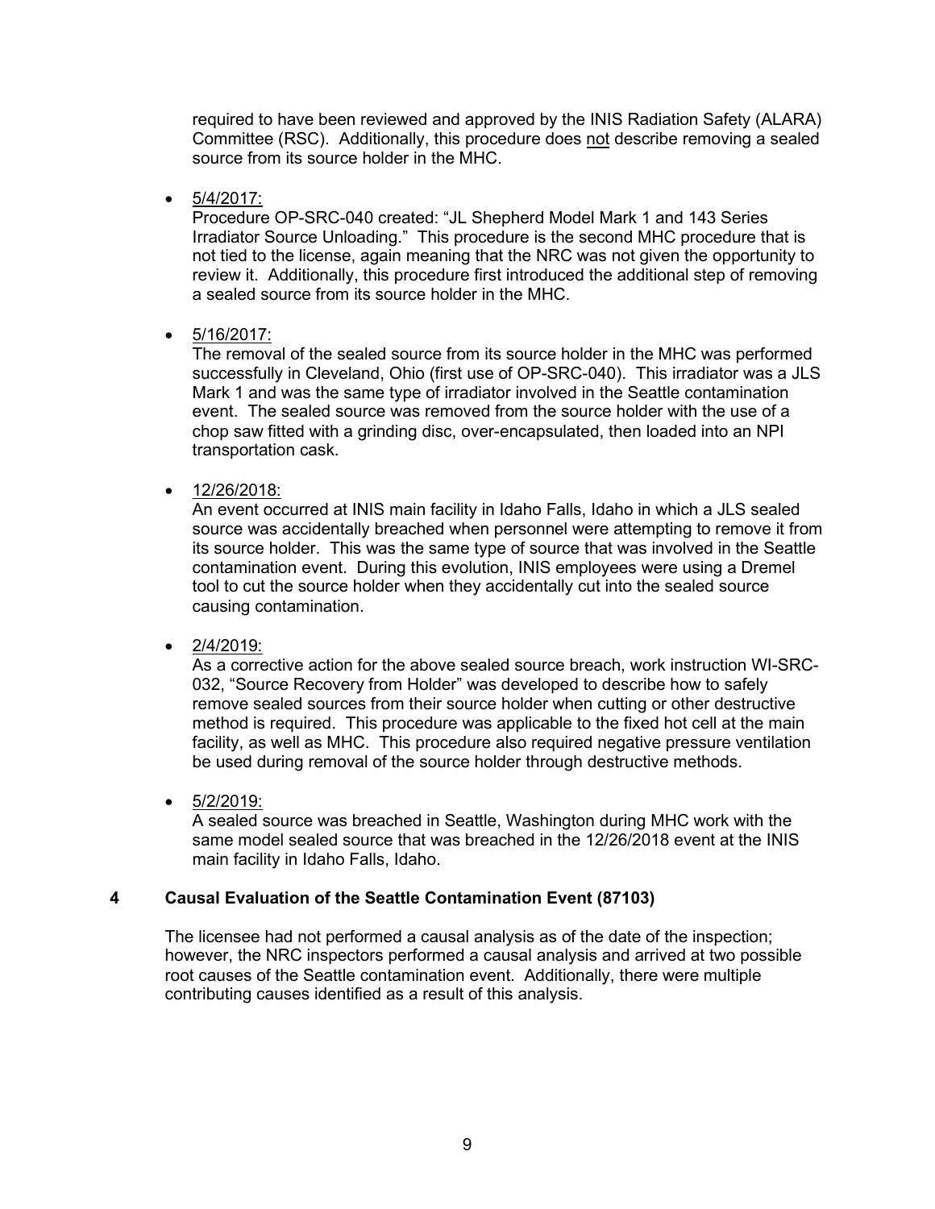required to have been reviewed and approved by the INIS Radiation Safety (ALARA) Committee (RSC). Additionally, this procedure does not describe removing a sealed source from its source holder in the MHC.

- 5/4/2017:
  Procedure OP-SRC-040 created: "JL Shepherd Model Mark 1 and 143 Series Irradiator Source Unloading." This procedure is the second MHC procedure that is not tied to the license, again meaning that the NRC was not given the opportunity to review it. Additionally, this procedure first introduced the additional step of removing a sealed source from its source holder in the MHC.

- 5/16/2017:
  The removal of the sealed source from its source holder in the MHC was performed successfully in Cleveland, Ohio (first use of OP-SRC-040). This irradiator was a JLS Mark 1 and was the same type of irradiator involved in the Seattle contamination event. The sealed source was removed from the source holder with the use of a chop saw fitted with a grinding disc, over-encapsulated, then loaded into an NPI transportation cask.

- 12/26/2018:
  An event occurred at INIS main facility in Idaho Falls, Idaho in which a JLS sealed source was accidentally breached when personnel were attempting to remove it from its source holder. This was the same type of source that was involved in the Seattle contamination event. During this evolution, INIS employees were using a Dremel tool to cut the source holder when they accidentally cut into the sealed source causing contamination.

- 2/4/2019:
  As a corrective action for the above sealed source breach, work instruction WI-SRC-032, "Source Recovery from Holder" was developed to describe how to safely remove sealed sources from their source holder when cutting or other destructive method is required. This procedure was applicable to the fixed hot cell at the main facility, as well as MHC. This procedure also required negative pressure ventilation be used during removal of the source holder through destructive methods.

- 5/2/2019:
  A sealed source was breached in Seattle, Washington during MHC work with the same model sealed source that was breached in the 12/26/2018 event at the INIS main facility in Idaho Falls, Idaho.

## 4 Causal Evaluation of the Seattle Contamination Event (87103)

The licensee had not performed a causal analysis as of the date of the inspection; however, the NRC inspectors performed a causal analysis and arrived at two possible root causes of the Seattle contamination event. Additionally, there were multiple contributing causes identified as a result of this analysis.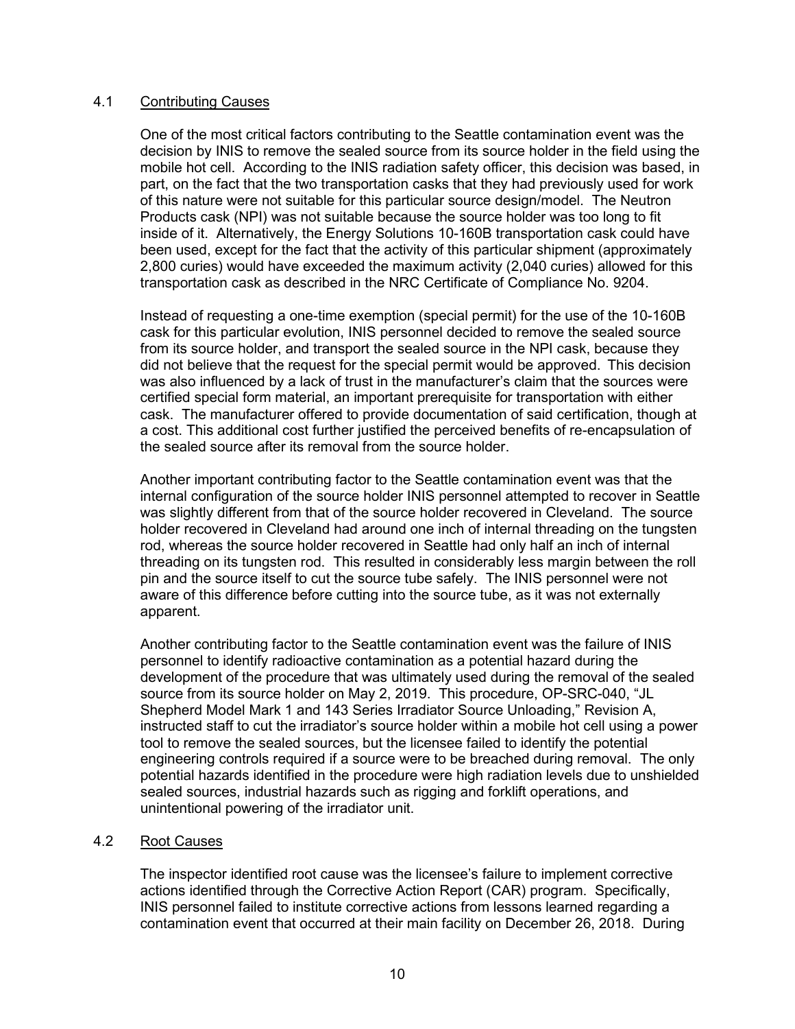### 4.1 Contributing Causes

One of the most critical factors contributing to the Seattle contamination event was the decision by INIS to remove the sealed source from its source holder in the field using the mobile hot cell. According to the INIS radiation safety officer, this decision was based, in part, on the fact that the two transportation casks that they had previously used for work of this nature were not suitable for this particular source design/model. The Neutron Products cask (NPI) was not suitable because the source holder was too long to fit inside of it. Alternatively, the Energy Solutions 10-160B transportation cask could have been used, except for the fact that the activity of this particular shipment (approximately 2,800 curies) would have exceeded the maximum activity (2,040 curies) allowed for this transportation cask as described in the NRC Certificate of Compliance No. 9204.

Instead of requesting a one-time exemption (special permit) for the use of the 10-160B cask for this particular evolution, INIS personnel decided to remove the sealed source from its source holder, and transport the sealed source in the NPI cask, because they did not believe that the request for the special permit would be approved. This decision was also influenced by a lack of trust in the manufacturer's claim that the sources were certified special form material, an important prerequisite for transportation with either cask. The manufacturer offered to provide documentation of said certification, though at a cost. This additional cost further justified the perceived benefits of re-encapsulation of the sealed source after its removal from the source holder.

Another important contributing factor to the Seattle contamination event was that the internal configuration of the source holder INIS personnel attempted to recover in Seattle was slightly different from that of the source holder recovered in Cleveland. The source holder recovered in Cleveland had around one inch of internal threading on the tungsten rod, whereas the source holder recovered in Seattle had only half an inch of internal threading on its tungsten rod. This resulted in considerably less margin between the roll pin and the source itself to cut the source tube safely. The INIS personnel were not aware of this difference before cutting into the source tube, as it was not externally apparent.

Another contributing factor to the Seattle contamination event was the failure of INIS personnel to identify radioactive contamination as a potential hazard during the development of the procedure that was ultimately used during the removal of the sealed source from its source holder on May 2, 2019. This procedure, OP-SRC-040, "JL Shepherd Model Mark 1 and 143 Series Irradiator Source Unloading," Revision A, instructed staff to cut the irradiator's source holder within a mobile hot cell using a power tool to remove the sealed sources, but the licensee failed to identify the potential engineering controls required if a source were to be breached during removal. The only potential hazards identified in the procedure were high radiation levels due to unshielded sealed sources, industrial hazards such as rigging and forklift operations, and unintentional powering of the irradiator unit.

### 4.2 Root Causes

The inspector identified root cause was the licensee's failure to implement corrective actions identified through the Corrective Action Report (CAR) program. Specifically, INIS personnel failed to institute corrective actions from lessons learned regarding a contamination event that occurred at their main facility on December 26, 2018. During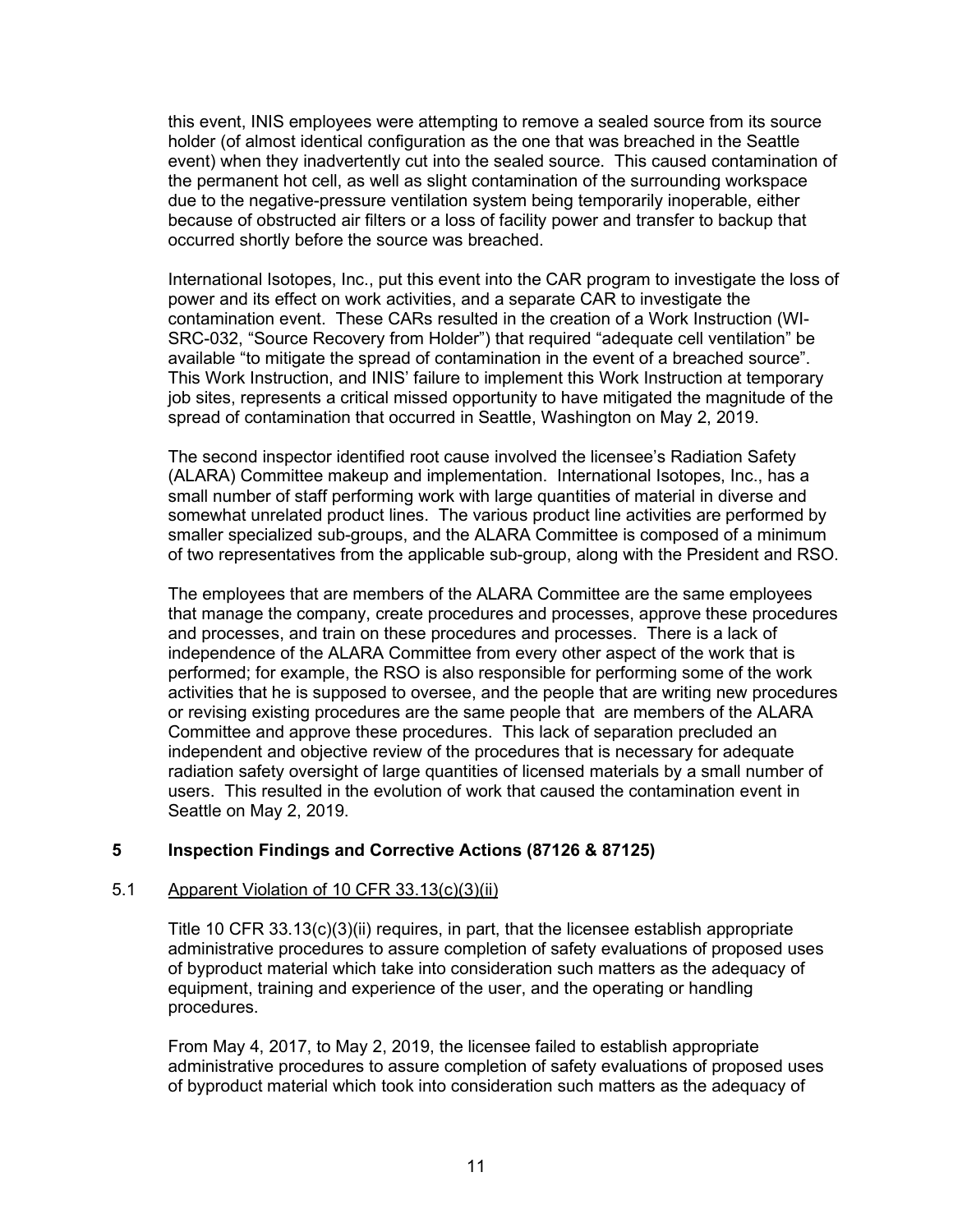this event, INIS employees were attempting to remove a sealed source from its source holder (of almost identical configuration as the one that was breached in the Seattle event) when they inadvertently cut into the sealed source. This caused contamination of the permanent hot cell, as well as slight contamination of the surrounding workspace due to the negative-pressure ventilation system being temporarily inoperable, either because of obstructed air filters or a loss of facility power and transfer to backup that occurred shortly before the source was breached.

International Isotopes, Inc., put this event into the CAR program to investigate the loss of power and its effect on work activities, and a separate CAR to investigate the contamination event. These CARs resulted in the creation of a Work Instruction (WI-SRC-032, "Source Recovery from Holder") that required "adequate cell ventilation" be available "to mitigate the spread of contamination in the event of a breached source". This Work Instruction, and INIS' failure to implement this Work Instruction at temporary job sites, represents a critical missed opportunity to have mitigated the magnitude of the spread of contamination that occurred in Seattle, Washington on May 2, 2019.

The second inspector identified root cause involved the licensee's Radiation Safety (ALARA) Committee makeup and implementation. International Isotopes, Inc., has a small number of staff performing work with large quantities of material in diverse and somewhat unrelated product lines. The various product line activities are performed by smaller specialized sub-groups, and the ALARA Committee is composed of a minimum of two representatives from the applicable sub-group, along with the President and RSO.

The employees that are members of the ALARA Committee are the same employees that manage the company, create procedures and processes, approve these procedures and processes, and train on these procedures and processes. There is a lack of independence of the ALARA Committee from every other aspect of the work that is performed; for example, the RSO is also responsible for performing some of the work activities that he is supposed to oversee, and the people that are writing new procedures or revising existing procedures are the same people that are members of the ALARA Committee and approve these procedures. This lack of separation precluded an independent and objective review of the procedures that is necessary for adequate radiation safety oversight of large quantities of licensed materials by a small number of users. This resulted in the evolution of work that caused the contamination event in Seattle on May 2, 2019.

## 5 Inspection Findings and Corrective Actions (87126 & 87125)

### 5.1 Apparent Violation of 10 CFR 33.13(c)(3)(ii)

Title 10 CFR 33.13(c)(3)(ii) requires, in part, that the licensee establish appropriate administrative procedures to assure completion of safety evaluations of proposed uses of byproduct material which take into consideration such matters as the adequacy of equipment, training and experience of the user, and the operating or handling procedures.

From May 4, 2017, to May 2, 2019, the licensee failed to establish appropriate administrative procedures to assure completion of safety evaluations of proposed uses of byproduct material which took into consideration such matters as the adequacy of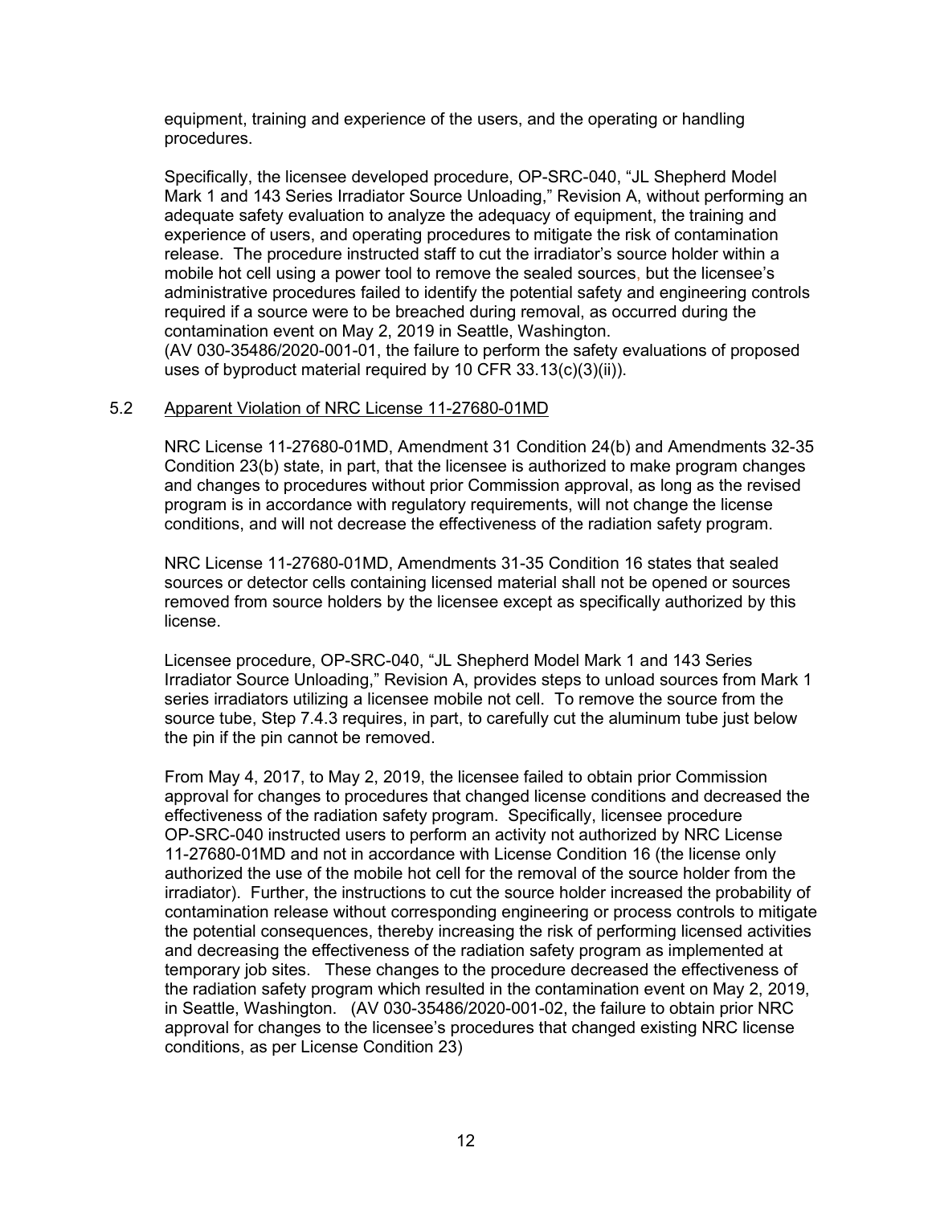equipment, training and experience of the users, and the operating or handling procedures.

Specifically, the licensee developed procedure, OP-SRC-040, "JL Shepherd Model Mark 1 and 143 Series Irradiator Source Unloading," Revision A, without performing an adequate safety evaluation to analyze the adequacy of equipment, the training and experience of users, and operating procedures to mitigate the risk of contamination release. The procedure instructed staff to cut the irradiator's source holder within a mobile hot cell using a power tool to remove the sealed sources, but the licensee's administrative procedures failed to identify the potential safety and engineering controls required if a source were to be breached during removal, as occurred during the contamination event on May 2, 2019 in Seattle, Washington. (AV 030-35486/2020-001-01, the failure to perform the safety evaluations of proposed uses of byproduct material required by 10 CFR 33.13(c)(3)(ii)).

## 5.2 Apparent Violation of NRC License 11-27680-01MD

NRC License 11-27680-01MD, Amendment 31 Condition 24(b) and Amendments 32-35 Condition 23(b) state, in part, that the licensee is authorized to make program changes and changes to procedures without prior Commission approval, as long as the revised program is in accordance with regulatory requirements, will not change the license conditions, and will not decrease the effectiveness of the radiation safety program.

NRC License 11-27680-01MD, Amendments 31-35 Condition 16 states that sealed sources or detector cells containing licensed material shall not be opened or sources removed from source holders by the licensee except as specifically authorized by this license.

Licensee procedure, OP-SRC-040, "JL Shepherd Model Mark 1 and 143 Series Irradiator Source Unloading," Revision A, provides steps to unload sources from Mark 1 series irradiators utilizing a licensee mobile not cell. To remove the source from the source tube, Step 7.4.3 requires, in part, to carefully cut the aluminum tube just below the pin if the pin cannot be removed.

From May 4, 2017, to May 2, 2019, the licensee failed to obtain prior Commission approval for changes to procedures that changed license conditions and decreased the effectiveness of the radiation safety program. Specifically, licensee procedure OP-SRC-040 instructed users to perform an activity not authorized by NRC License 11-27680-01MD and not in accordance with License Condition 16 (the license only authorized the use of the mobile hot cell for the removal of the source holder from the irradiator). Further, the instructions to cut the source holder increased the probability of contamination release without corresponding engineering or process controls to mitigate the potential consequences, thereby increasing the risk of performing licensed activities and decreasing the effectiveness of the radiation safety program as implemented at temporary job sites. These changes to the procedure decreased the effectiveness of the radiation safety program which resulted in the contamination event on May 2, 2019, in Seattle, Washington. (AV 030-35486/2020-001-02, the failure to obtain prior NRC approval for changes to the licensee's procedures that changed existing NRC license conditions, as per License Condition 23)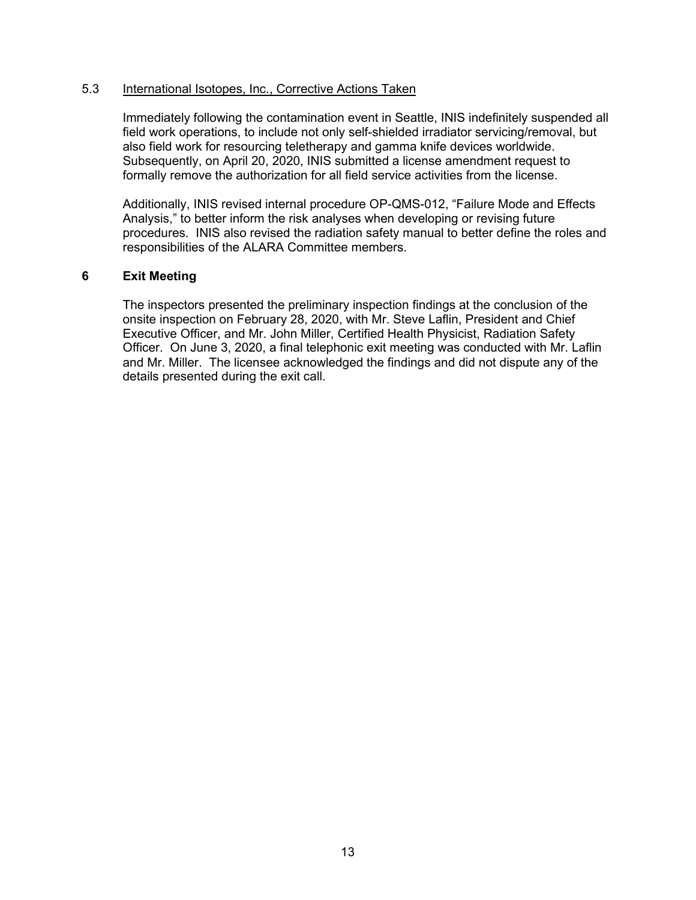### 5.3 International Isotopes, Inc., Corrective Actions Taken

Immediately following the contamination event in Seattle, INIS indefinitely suspended all field work operations, to include not only self-shielded irradiator servicing/removal, but also field work for resourcing teletherapy and gamma knife devices worldwide. Subsequently, on April 20, 2020, INIS submitted a license amendment request to formally remove the authorization for all field service activities from the license.

Additionally, INIS revised internal procedure OP-QMS-012, "Failure Mode and Effects Analysis," to better inform the risk analyses when developing or revising future procedures. INIS also revised the radiation safety manual to better define the roles and responsibilities of the ALARA Committee members.

## 6 Exit Meeting

The inspectors presented the preliminary inspection findings at the conclusion of the onsite inspection on February 28, 2020, with Mr. Steve Laflin, President and Chief Executive Officer, and Mr. John Miller, Certified Health Physicist, Radiation Safety Officer. On June 3, 2020, a final telephonic exit meeting was conducted with Mr. Laflin and Mr. Miller. The licensee acknowledged the findings and did not dispute any of the details presented during the exit call.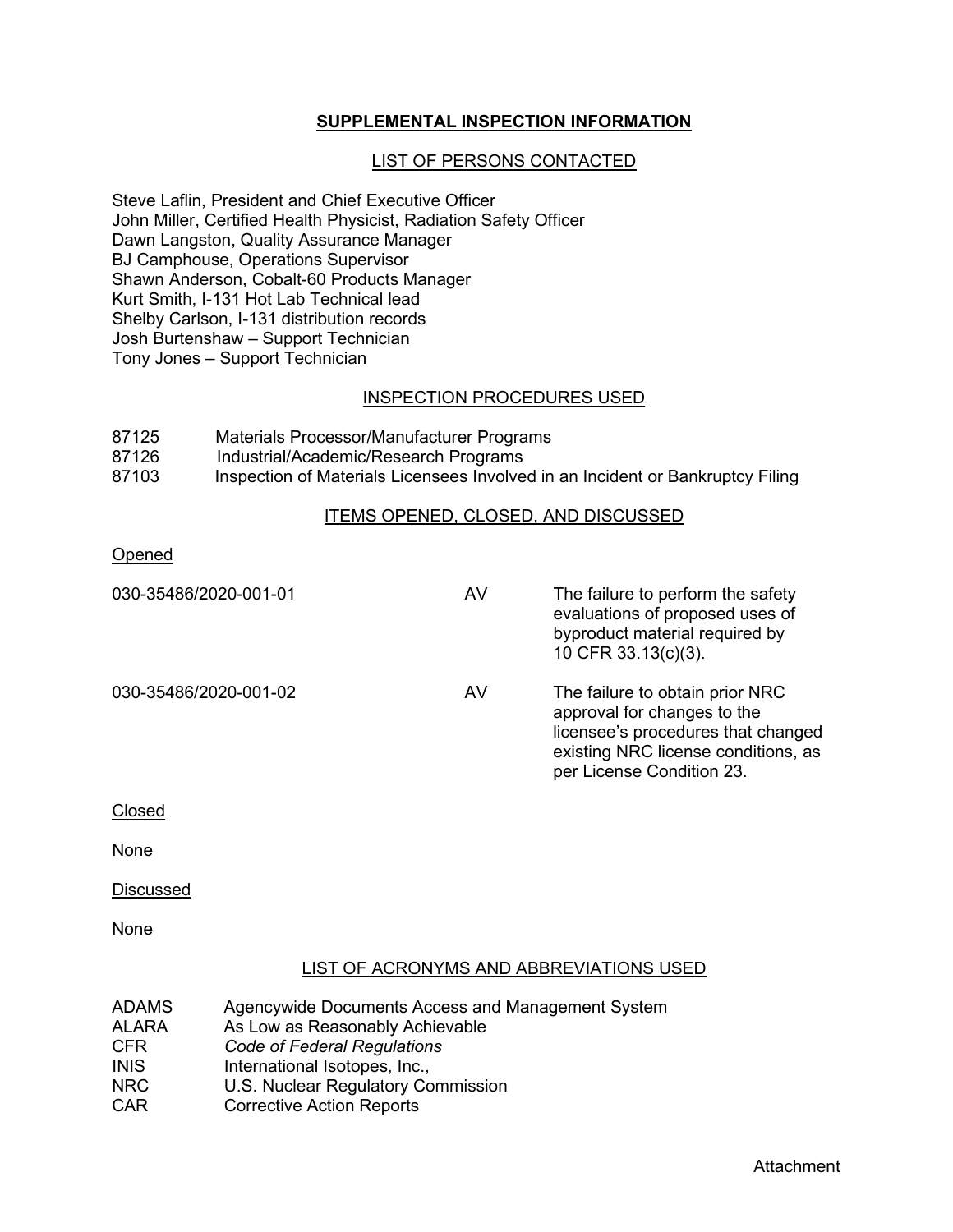# SUPPLEMENTAL INSPECTION INFORMATION

## LIST OF PERSONS CONTACTED

Steve Laflin, President and Chief Executive Officer
John Miller, Certified Health Physicist, Radiation Safety Officer
Dawn Langston, Quality Assurance Manager
BJ Camphouse, Operations Supervisor
Shawn Anderson, Cobalt-60 Products Manager
Kurt Smith, I-131 Hot Lab Technical lead
Shelby Carlson, I-131 distribution records
Josh Burtenshaw – Support Technician
Tony Jones – Support Technician

## INSPECTION PROCEDURES USED

| | |
|---|---|
| 87125 | Materials Processor/Manufacturer Programs |
| 87126 | Industrial/Academic/Research Programs |
| 87103 | Inspection of Materials Licensees Involved in an Incident or Bankruptcy Filing |

## ITEMS OPENED, CLOSED, AND DISCUSSED

Opened

| | | |
|---|---|---|
| 030-35486/2020-001-01 | AV | The failure to perform the safety evaluations of proposed uses of byproduct material required by 10 CFR 33.13(c)(3). |
| 030-35486/2020-001-02 | AV | The failure to obtain prior NRC approval for changes to the licensee's procedures that changed existing NRC license conditions, as per License Condition 23. |

Closed

None

Discussed

None

## LIST OF ACRONYMS AND ABBREVIATIONS USED

| | |
|---|---|
| ADAMS | Agencywide Documents Access and Management System |
| ALARA | As Low as Reasonably Achievable |
| CFR | *Code of Federal Regulations* |
| INIS | International Isotopes, Inc., |
| NRC | U.S. Nuclear Regulatory Commission |
| CAR | Corrective Action Reports |

Attachment